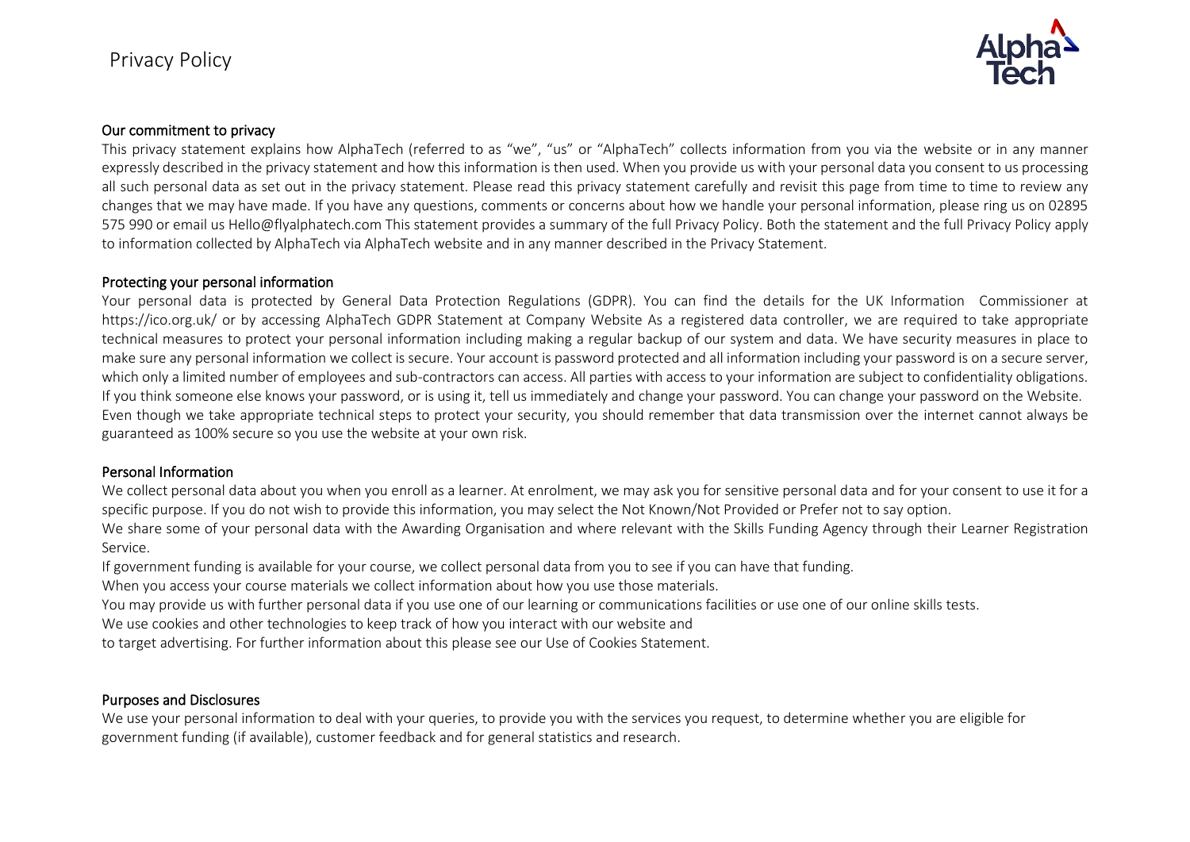# Privacy Policy

## Our commitment to privacy

This privacy statement explains how AlphaTech (referred to as "we", "us" or "AlphaTech" collects information from you via the website or in any manner expressly described in the privacy statement and how this information is then used. When you provide us with your personal data you consent to us processing all such personal data as set out in the privacy statement. Please read this privacy statement carefully and revisit this page from time to time to review any changes that we may have made. If you have any questions, comments or concerns about how we handle your personal information, please ring us on 02895 575 990 or email us Hello@flyalphatech.com This statement provides a summary of the full Privacy Policy. Both the statement and the full Privacy Policy apply to information collected by AlphaTech via AlphaTech website and in any manner described in the Privacy Statement.

## Protecting your personal information

Your personal data is protected by General Data Protection Regulations (GDPR). You can find the details for the UK Information Commissioner at https://ico.org.uk/ or by accessing AlphaTech GDPR Statement at Company Website As a registered data controller, we are required to take appropriate technical measures to protect your personal information including making a regular backup of our system and data. We have security measures in place to make sure any personal information we collect is secure. Your account is password protected and all information including your password is on a secure server, which only a limited number of employees and sub-contractors can access. All parties with access to your information are subject to confidentiality obligations. If you think someone else knows your password, or is using it, tell us immediately and change your password. You can change your password on the Website. Even though we take appropriate technical steps to protect your security, you should remember that data transmission over the internet cannot always be guaranteed as 100% secure so you use the website at your own risk.

## Personal Information

We collect personal data about you when you enroll as a learner. At enrolment, we may ask you for sensitive personal data and for your consent to use it for a specific purpose. If you do not wish to provide this information, you may select the Not Known/Not Provided or Prefer not to say option.

We share some of your personal data with the Awarding Organisation and where relevant with the Skills Funding Agency through their Learner Registration Service.

If government funding is available for your course, we collect personal data from you to see if you can have that funding.

When you access your course materials we collect information about how you use those materials.

You may provide us with further personal data if you use one of our learning or communications facilities or use one of our online skills tests.

We use cookies and other technologies to keep track of how you interact with our website and
to target advertising. For further information about this please see our Use of Cookies Statement.

## Purposes and Disclosures

We use your personal information to deal with your queries, to provide you with the services you request, to determine whether you are eligible for government funding (if available), customer feedback and for general statistics and research.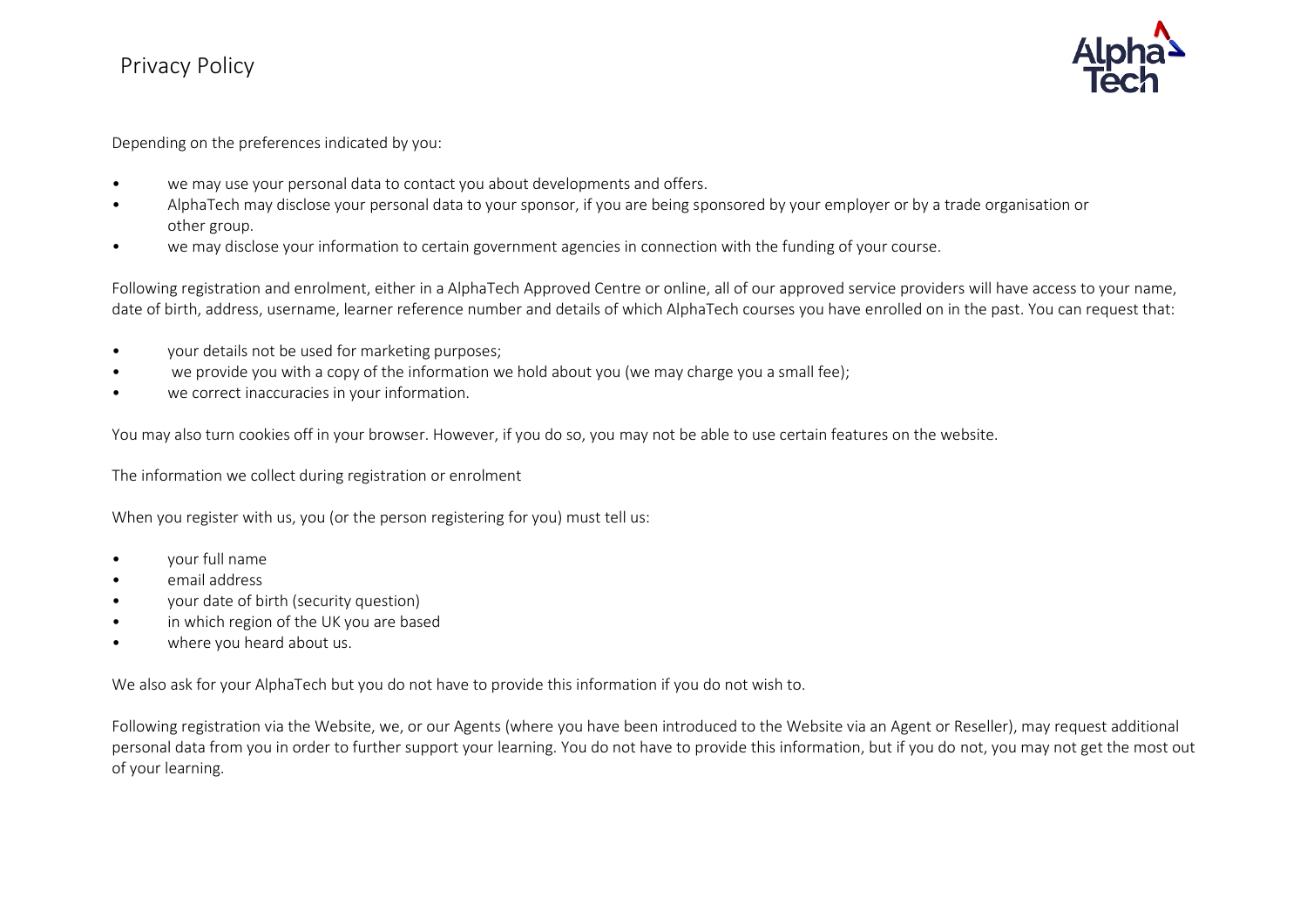Depending on the preferences indicated by you:

- we may use your personal data to contact you about developments and offers.
- AlphaTech may disclose your personal data to your sponsor, if you are being sponsored by your employer or by a trade organisation or other group.
- we may disclose your information to certain government agencies in connection with the funding of your course.

Following registration and enrolment, either in a AlphaTech Approved Centre or online, all of our approved service providers will have access to your name, date of birth, address, username, learner reference number and details of which AlphaTech courses you have enrolled on in the past. You can request that:

- your details not be used for marketing purposes;
- we provide you with a copy of the information we hold about you (we may charge you a small fee);
- we correct inaccuracies in your information.

You may also turn cookies off in your browser. However, if you do so, you may not be able to use certain features on the website.

The information we collect during registration or enrolment

When you register with us, you (or the person registering for you) must tell us:

- your full name
- email address
- your date of birth (security question)
- in which region of the UK you are based
- where you heard about us.

We also ask for your AlphaTech but you do not have to provide this information if you do not wish to.

Following registration via the Website, we, or our Agents (where you have been introduced to the Website via an Agent or Reseller), may request additional personal data from you in order to further support your learning. You do not have to provide this information, but if you do not, you may not get the most out of your learning.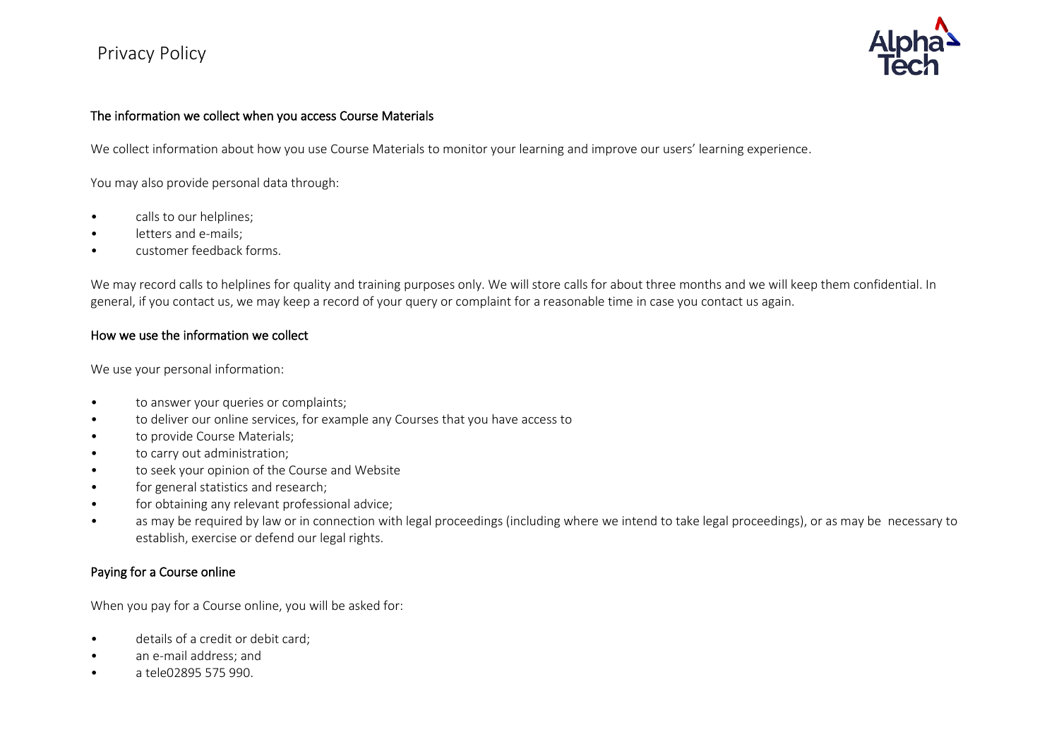## The information we collect when you access Course Materials

We collect information about how you use Course Materials to monitor your learning and improve our users' learning experience.

You may also provide personal data through:

- calls to our helplines;
- letters and e-mails;
- customer feedback forms.

We may record calls to helplines for quality and training purposes only. We will store calls for about three months and we will keep them confidential. In general, if you contact us, we may keep a record of your query or complaint for a reasonable time in case you contact us again.

## How we use the information we collect

We use your personal information:

- to answer your queries or complaints;
- to deliver our online services, for example any Courses that you have access to
- to provide Course Materials;
- to carry out administration;
- to seek your opinion of the Course and Website
- for general statistics and research;
- for obtaining any relevant professional advice;
- as may be required by law or in connection with legal proceedings (including where we intend to take legal proceedings), or as may be necessary to establish, exercise or defend our legal rights.

## Paying for a Course online

When you pay for a Course online, you will be asked for:

- details of a credit or debit card;
- an e-mail address; and
- a tele02895 575 990.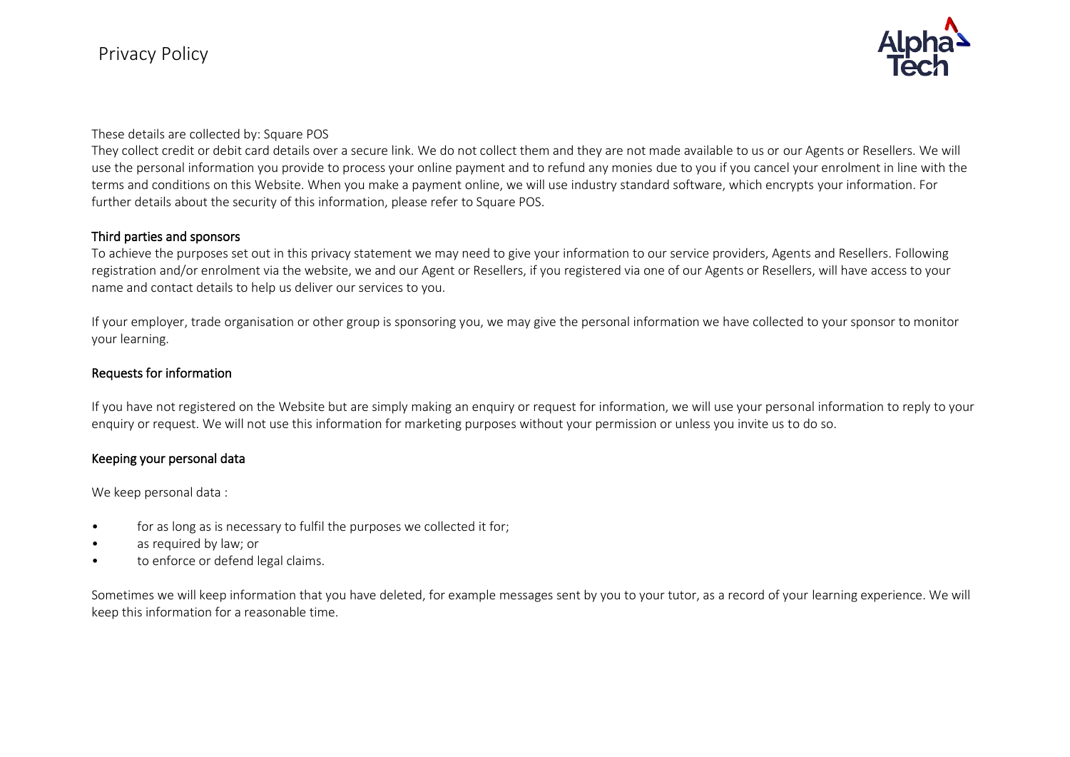These details are collected by: Square POS

They collect credit or debit card details over a secure link. We do not collect them and they are not made available to us or our Agents or Resellers. We will use the personal information you provide to process your online payment and to refund any monies due to you if you cancel your enrolment in line with the terms and conditions on this Website. When you make a payment online, we will use industry standard software, which encrypts your information. For further details about the security of this information, please refer to Square POS.

## Third parties and sponsors

To achieve the purposes set out in this privacy statement we may need to give your information to our service providers, Agents and Resellers. Following registration and/or enrolment via the website, we and our Agent or Resellers, if you registered via one of our Agents or Resellers, will have access to your name and contact details to help us deliver our services to you.

If your employer, trade organisation or other group is sponsoring you, we may give the personal information we have collected to your sponsor to monitor your learning.

## Requests for information

If you have not registered on the Website but are simply making an enquiry or request for information, we will use your personal information to reply to your enquiry or request. We will not use this information for marketing purposes without your permission or unless you invite us to do so.

## Keeping your personal data

We keep personal data :

- for as long as is necessary to fulfil the purposes we collected it for;
- as required by law; or
- to enforce or defend legal claims.

Sometimes we will keep information that you have deleted, for example messages sent by you to your tutor, as a record of your learning experience. We will keep this information for a reasonable time.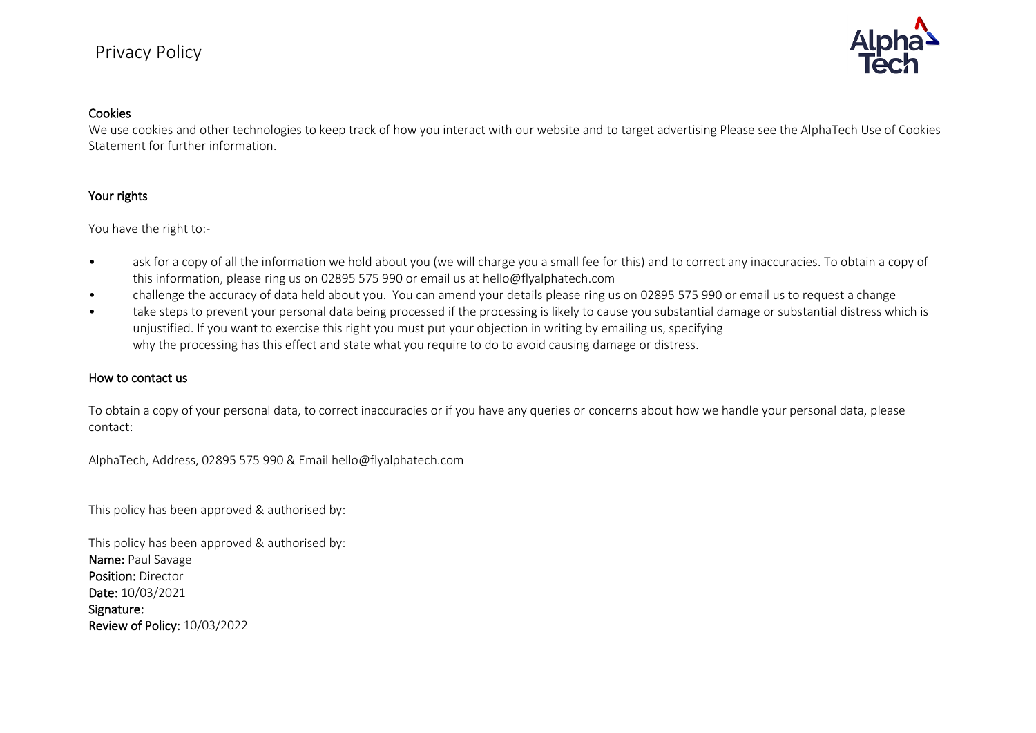## Cookies

We use cookies and other technologies to keep track of how you interact with our website and to target advertising Please see the AlphaTech Use of Cookies Statement for further information.

## Your rights

You have the right to:-

- ask for a copy of all the information we hold about you (we will charge you a small fee for this) and to correct any inaccuracies. To obtain a copy of this information, please ring us on 02895 575 990 or email us at hello@flyalphatech.com
- challenge the accuracy of data held about you. You can amend your details please ring us on 02895 575 990 or email us to request a change
- take steps to prevent your personal data being processed if the processing is likely to cause you substantial damage or substantial distress which is unjustified. If you want to exercise this right you must put your objection in writing by emailing us, specifying why the processing has this effect and state what you require to do to avoid causing damage or distress.

## How to contact us

To obtain a copy of your personal data, to correct inaccuracies or if you have any queries or concerns about how we handle your personal data, please contact:

AlphaTech, Address, 02895 575 990 & Email hello@flyalphatech.com

This policy has been approved & authorised by:

This policy has been approved & authorised by:
**Name:** Paul Savage
**Position:** Director
**Date:** 10/03/2021
**Signature:**
**Review of Policy:** 10/03/2022